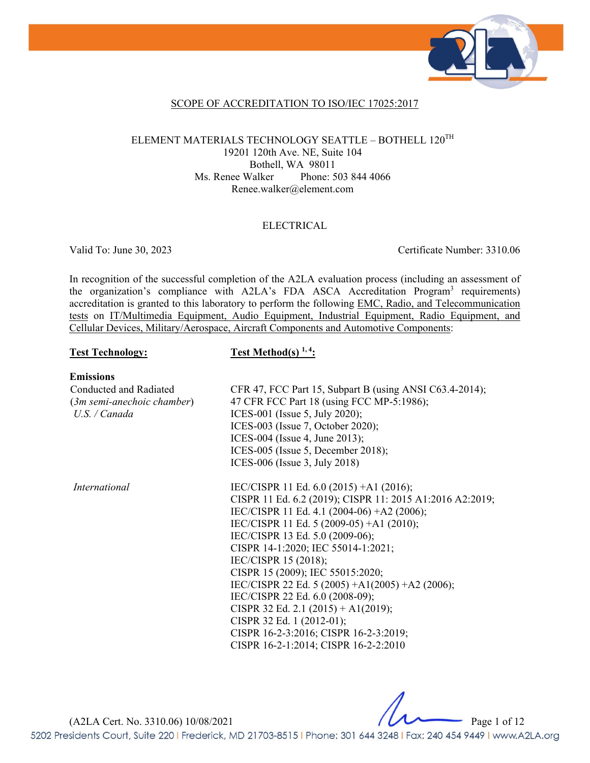SCOPE OF ACCREDITATION TO ISO/IEC 17025:2017

ELEMENT MATERIALS TECHNOLOGY SEATTLE – BOTHELL 120TH
19201 120th Ave. NE, Suite 104
Bothell, WA 98011
Ms. Renee Walker Phone: 503 844 4066
Renee.walker@element.com

ELECTRICAL

Valid To: June 30, 2023 Certificate Number: 3310.06

In recognition of the successful completion of the A2LA evaluation process (including an assessment of the organization's compliance with A2LA's FDA ASCA Accreditation Program[3] requirements) accreditation is granted to this laboratory to perform the following EMC, Radio, and Telecommunication tests on IT/Multimedia Equipment, Audio Equipment, Industrial Equipment, Radio Equipment, and Cellular Devices, Military/Aerospace, Aircraft Components and Automotive Components:

| **Test Technology:** | **Test Method(s) [1, 4]:** |
|---|---|
| **Emissions** | |
| Conducted and Radiated (*3m semi-anechoic chamber*) *U.S. / Canada* | CFR 47, FCC Part 15, Subpart B (using ANSI C63.4-2014); 47 CFR FCC Part 18 (using FCC MP-5:1986); ICES-001 (Issue 5, July 2020); ICES-003 (Issue 7, October 2020); ICES-004 (Issue 4, June 2013); ICES-005 (Issue 5, December 2018); ICES-006 (Issue 3, July 2018) |
| *International* | IEC/CISPR 11 Ed. 6.0 (2015) +A1 (2016); CISPR 11 Ed. 6.2 (2019); CISPR 11: 2015 A1:2016 A2:2019; IEC/CISPR 11 Ed. 4.1 (2004-06) +A2 (2006); IEC/CISPR 11 Ed. 5 (2009-05) +A1 (2010); IEC/CISPR 13 Ed. 5.0 (2009-06); CISPR 14-1:2020; IEC 55014-1:2021; IEC/CISPR 15 (2018); CISPR 15 (2009); IEC 55015:2020; IEC/CISPR 22 Ed. 5 (2005) +A1(2005) +A2 (2006); IEC/CISPR 22 Ed. 6.0 (2008-09); CISPR 32 Ed. 2.1 (2015) + A1(2019); CISPR 32 Ed. 1 (2012-01); CISPR 16-2-3:2016; CISPR 16-2-3:2019; CISPR 16-2-1:2014; CISPR 16-2-2:2010 |

(A2LA Cert. No. 3310.06) 10/08/2021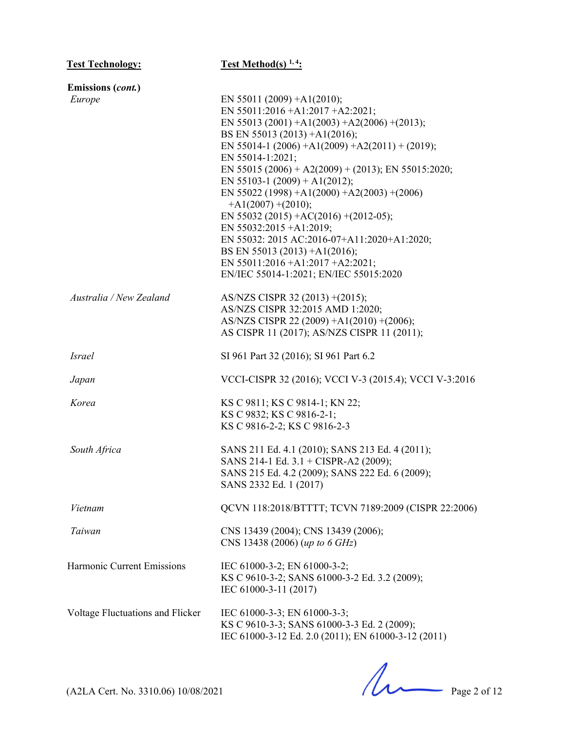| Test Technology: | Test Method(s) [1,4]: |
|---|---|
| **Emissions (*cont.*)** | |
| *Europe* | EN 55011 (2009) +A1(2010);<br>EN 55011:2016 +A1:2017 +A2:2021;<br>EN 55013 (2001) +A1(2003) +A2(2006) +(2013);<br>BS EN 55013 (2013) +A1(2016);<br>EN 55014-1 (2006) +A1(2009) +A2(2011) + (2019);<br>EN 55014-1:2021;<br>EN 55015 (2006) + A2(2009) + (2013); EN 55015:2020;<br>EN 55103-1 (2009) + A1(2012);<br>EN 55022 (1998) +A1(2000) +A2(2003) +(2006) +A1(2007) +(2010);<br>EN 55032 (2015) +AC(2016) +(2012-05);<br>EN 55032:2015 +A1:2019;<br>EN 55032: 2015 AC:2016-07+A11:2020+A1:2020;<br>BS EN 55013 (2013) +A1(2016);<br>EN 55011:2016 +A1:2017 +A2:2021;<br>EN/IEC 55014-1:2021; EN/IEC 55015:2020 |
| *Australia / New Zealand* | AS/NZS CISPR 32 (2013) +(2015);<br>AS/NZS CISPR 32:2015 AMD 1:2020;<br>AS/NZS CISPR 22 (2009) +A1(2010) +(2006);<br>AS CISPR 11 (2017); AS/NZS CISPR 11 (2011); |
| *Israel* | SI 961 Part 32 (2016); SI 961 Part 6.2 |
| *Japan* | VCCI-CISPR 32 (2016); VCCI V-3 (2015.4); VCCI V-3:2016 |
| *Korea* | KS C 9811; KS C 9814-1; KN 22;<br>KS C 9832; KS C 9816-2-1;<br>KS C 9816-2-2; KS C 9816-2-3 |
| *South Africa* | SANS 211 Ed. 4.1 (2010); SANS 213 Ed. 4 (2011);<br>SANS 214-1 Ed. 3.1 + CISPR-A2 (2009);<br>SANS 215 Ed. 4.2 (2009); SANS 222 Ed. 6 (2009);<br>SANS 2332 Ed. 1 (2017) |
| *Vietnam* | QCVN 118:2018/BTTTT; TCVN 7189:2009 (CISPR 22:2006) |
| *Taiwan* | CNS 13439 (2004); CNS 13439 (2006);<br>CNS 13438 (2006) (*up to 6 GHz*) |
| Harmonic Current Emissions | IEC 61000-3-2; EN 61000-3-2;<br>KS C 9610-3-2; SANS 61000-3-2 Ed. 3.2 (2009);<br>IEC 61000-3-11 (2017) |
| Voltage Fluctuations and Flicker | IEC 61000-3-3; EN 61000-3-3;<br>KS C 9610-3-3; SANS 61000-3-3 Ed. 2 (2009);<br>IEC 61000-3-12 Ed. 2.0 (2011); EN 61000-3-12 (2011) |

(A2LA Cert. No. 3310.06) 10/08/2021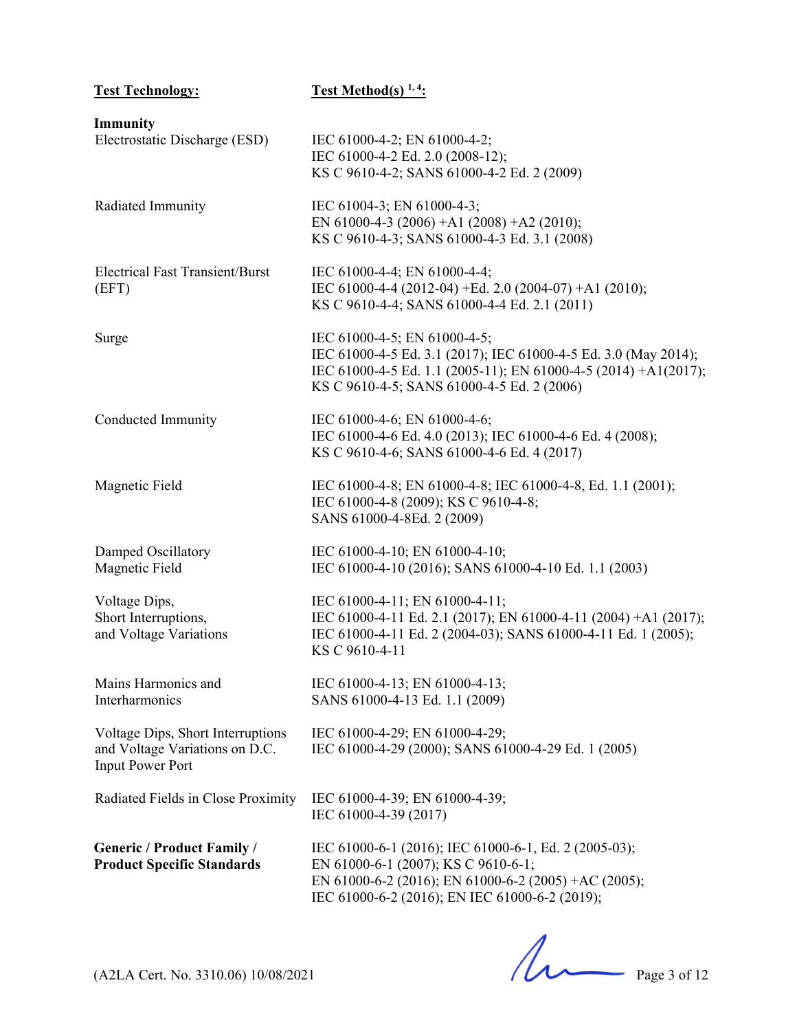| **Test Technology:** | **Test Method(s) [1, 4]:** |
|---|---|
| **Immunity** | |
| Electrostatic Discharge (ESD) | IEC 61000-4-2; EN 61000-4-2; IEC 61000-4-2 Ed. 2.0 (2008-12); KS C 9610-4-2; SANS 61000-4-2 Ed. 2 (2009) |
| Radiated Immunity | IEC 61004-3; EN 61000-4-3; EN 61000-4-3 (2006) +A1 (2008) +A2 (2010); KS C 9610-4-3; SANS 61000-4-3 Ed. 3.1 (2008) |
| Electrical Fast Transient/Burst (EFT) | IEC 61000-4-4; EN 61000-4-4; IEC 61000-4-4 (2012-04) +Ed. 2.0 (2004-07) +A1 (2010); KS C 9610-4-4; SANS 61000-4-4 Ed. 2.1 (2011) |
| Surge | IEC 61000-4-5; EN 61000-4-5; IEC 61000-4-5 Ed. 3.1 (2017); IEC 61000-4-5 Ed. 3.0 (May 2014); IEC 61000-4-5 Ed. 1.1 (2005-11); EN 61000-4-5 (2014) +A1(2017); KS C 9610-4-5; SANS 61000-4-5 Ed. 2 (2006) |
| Conducted Immunity | IEC 61000-4-6; EN 61000-4-6; IEC 61000-4-6 Ed. 4.0 (2013); IEC 61000-4-6 Ed. 4 (2008); KS C 9610-4-6; SANS 61000-4-6 Ed. 4 (2017) |
| Magnetic Field | IEC 61000-4-8; EN 61000-4-8; IEC 61000-4-8, Ed. 1.1 (2001); IEC 61000-4-8 (2009); KS C 9610-4-8; SANS 61000-4-8Ed. 2 (2009) |
| Damped Oscillatory Magnetic Field | IEC 61000-4-10; EN 61000-4-10; IEC 61000-4-10 (2016); SANS 61000-4-10 Ed. 1.1 (2003) |
| Voltage Dips, Short Interruptions, and Voltage Variations | IEC 61000-4-11; EN 61000-4-11; IEC 61000-4-11 Ed. 2.1 (2017); EN 61000-4-11 (2004) +A1 (2017); IEC 61000-4-11 Ed. 2 (2004-03); SANS 61000-4-11 Ed. 1 (2005); KS C 9610-4-11 |
| Mains Harmonics and Interharmonics | IEC 61000-4-13; EN 61000-4-13; SANS 61000-4-13 Ed. 1.1 (2009) |
| Voltage Dips, Short Interruptions and Voltage Variations on D.C. Input Power Port | IEC 61000-4-29; EN 61000-4-29; IEC 61000-4-29 (2000); SANS 61000-4-29 Ed. 1 (2005) |
| Radiated Fields in Close Proximity | IEC 61000-4-39; EN 61000-4-39; IEC 61000-4-39 (2017) |
| **Generic / Product Family / Product Specific Standards** | IEC 61000-6-1 (2016); IEC 61000-6-1, Ed. 2 (2005-03); EN 61000-6-1 (2007); KS C 9610-6-1; EN 61000-6-2 (2016); EN 61000-6-2 (2005) +AC (2005); IEC 61000-6-2 (2016); EN IEC 61000-6-2 (2019); |

(A2LA Cert. No. 3310.06) 10/08/2021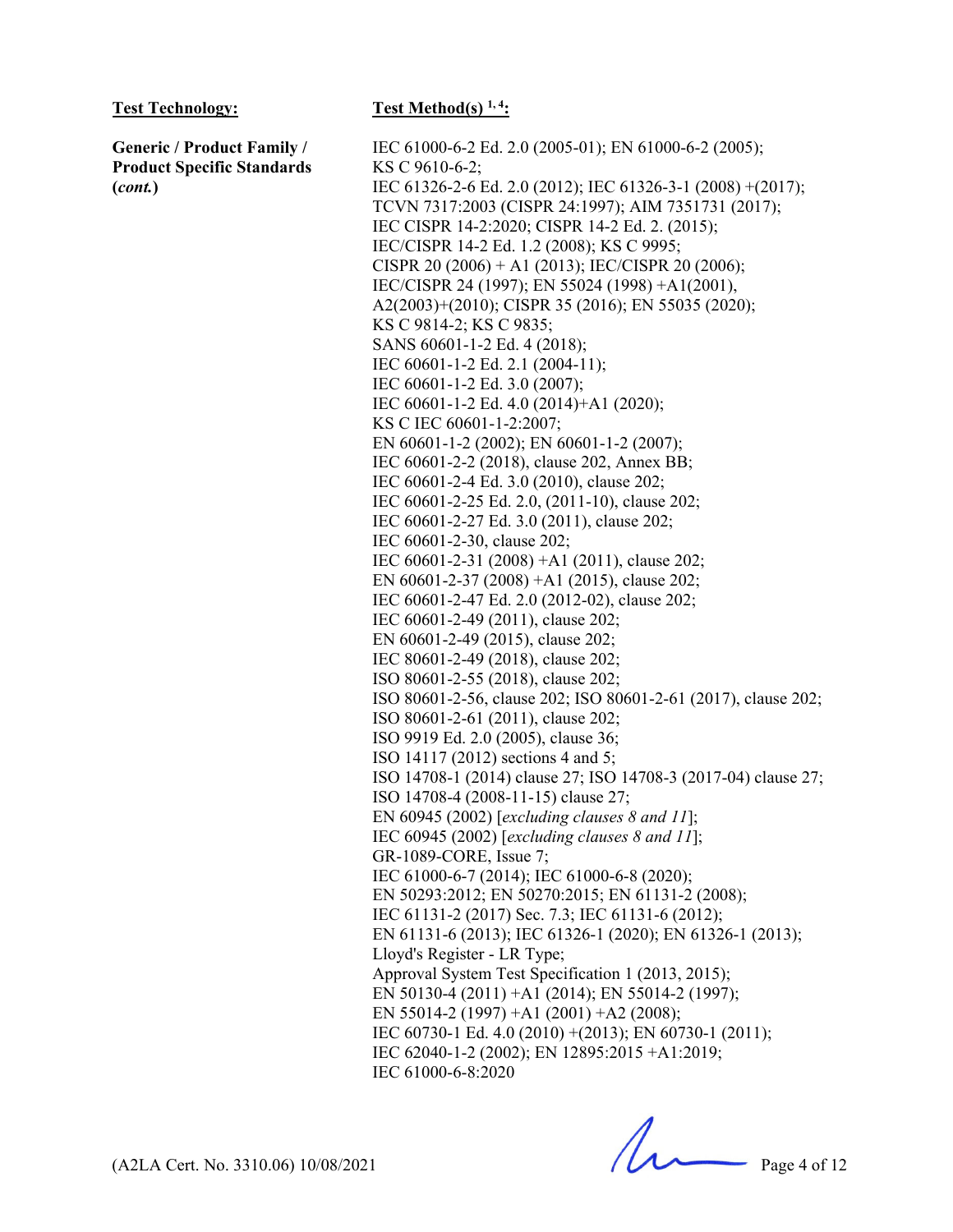| **Test Technology:** | **Test Method(s) [1, 4]:** |
| --- | --- |
| **Generic / Product Family / Product Specific Standards (*cont.*)** | IEC 61000-6-2 Ed. 2.0 (2005-01); EN 61000-6-2 (2005); KS C 9610-6-2; IEC 61326-2-6 Ed. 2.0 (2012); IEC 61326-3-1 (2008) +(2017); TCVN 7317:2003 (CISPR 24:1997); AIM 7351731 (2017); IEC CISPR 14-2:2020; CISPR 14-2 Ed. 2. (2015); IEC/CISPR 14-2 Ed. 1.2 (2008); KS C 9995; CISPR 20 (2006) + A1 (2013); IEC/CISPR 20 (2006); IEC/CISPR 24 (1997); EN 55024 (1998) +A1(2001), A2(2003)+(2010); CISPR 35 (2016); EN 55035 (2020); KS C 9814-2; KS C 9835; SANS 60601-1-2 Ed. 4 (2018); IEC 60601-1-2 Ed. 2.1 (2004-11); IEC 60601-1-2 Ed. 3.0 (2007); IEC 60601-1-2 Ed. 4.0 (2014)+A1 (2020); KS C IEC 60601-1-2:2007; EN 60601-1-2 (2002); EN 60601-1-2 (2007); IEC 60601-2-2 (2018), clause 202, Annex BB; IEC 60601-2-4 Ed. 3.0 (2010), clause 202; IEC 60601-2-25 Ed. 2.0, (2011-10), clause 202; IEC 60601-2-27 Ed. 3.0 (2011), clause 202; IEC 60601-2-30, clause 202; IEC 60601-2-31 (2008) +A1 (2011), clause 202; EN 60601-2-37 (2008) +A1 (2015), clause 202; IEC 60601-2-47 Ed. 2.0 (2012-02), clause 202; IEC 60601-2-49 (2011), clause 202; EN 60601-2-49 (2015), clause 202; IEC 80601-2-49 (2018), clause 202; ISO 80601-2-55 (2018), clause 202; ISO 80601-2-56, clause 202; ISO 80601-2-61 (2017), clause 202; ISO 80601-2-61 (2011), clause 202; ISO 9919 Ed. 2.0 (2005), clause 36; ISO 14117 (2012) sections 4 and 5; ISO 14708-1 (2014) clause 27; ISO 14708-3 (2017-04) clause 27; ISO 14708-4 (2008-11-15) clause 27; EN 60945 (2002) [*excluding clauses 8 and 11*]; IEC 60945 (2002) [*excluding clauses 8 and 11*]; GR-1089-CORE, Issue 7; IEC 61000-6-7 (2014); IEC 61000-6-8 (2020); EN 50293:2012; EN 50270:2015; EN 61131-2 (2008); IEC 61131-2 (2017) Sec. 7.3; IEC 61131-6 (2012); EN 61131-6 (2013); IEC 61326-1 (2020); EN 61326-1 (2013); Lloyd's Register - LR Type; Approval System Test Specification 1 (2013, 2015); EN 50130-4 (2011) +A1 (2014); EN 55014-2 (1997); EN 55014-2 (1997) +A1 (2001) +A2 (2008); IEC 60730-1 Ed. 4.0 (2010) +(2013); EN 60730-1 (2011); IEC 62040-1-2 (2002); EN 12895:2015 +A1:2019; IEC 61000-6-8:2020 |

(A2LA Cert. No. 3310.06) 10/08/2021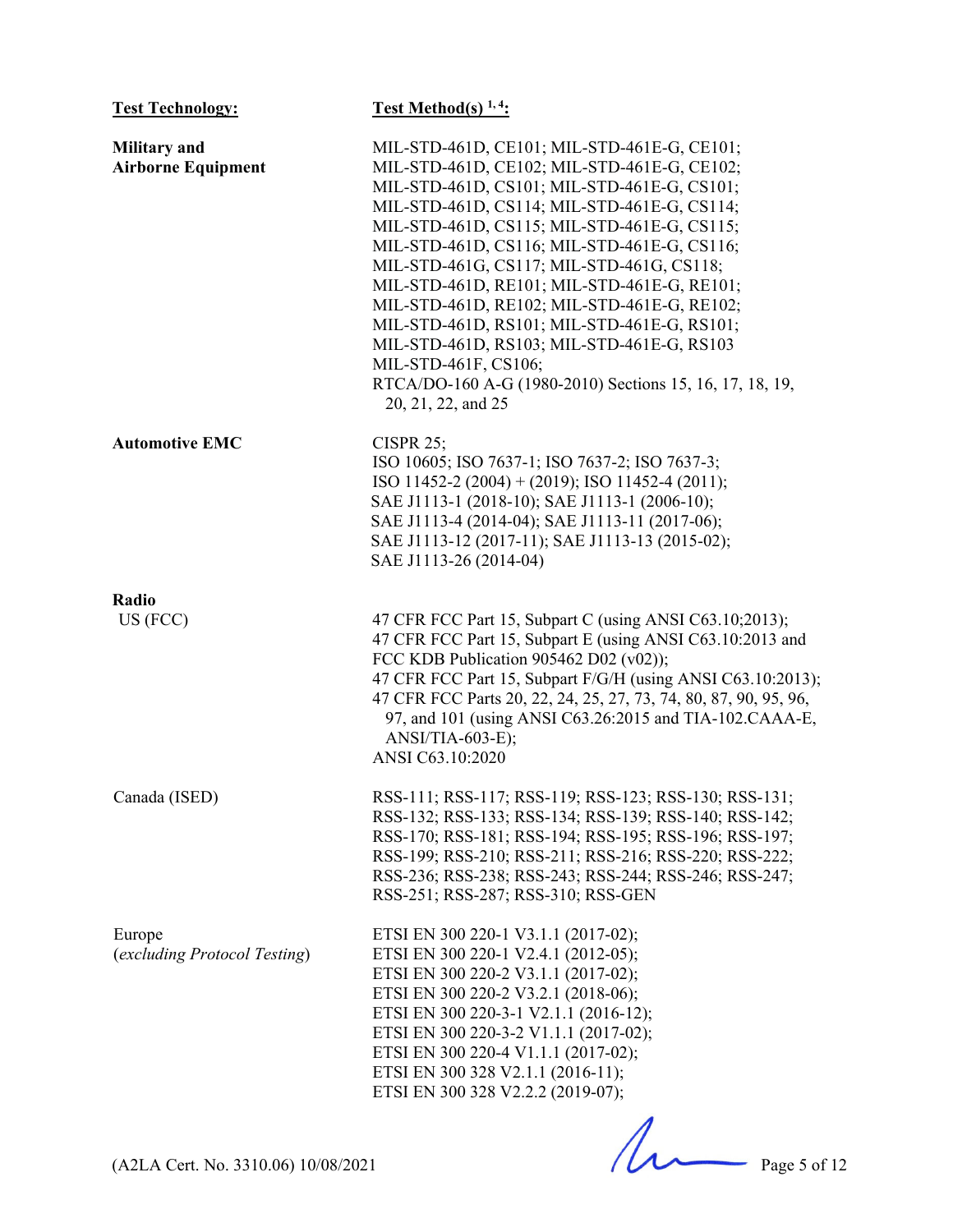| Test Technology: | Test Method(s) [1, 4]: |
|---|---|
| **Military and Airborne Equipment** | MIL-STD-461D, CE101; MIL-STD-461E-G, CE101; MIL-STD-461D, CE102; MIL-STD-461E-G, CE102; MIL-STD-461D, CS101; MIL-STD-461E-G, CS101; MIL-STD-461D, CS114; MIL-STD-461E-G, CS114; MIL-STD-461D, CS115; MIL-STD-461E-G, CS115; MIL-STD-461D, CS116; MIL-STD-461E-G, CS116; MIL-STD-461G, CS117; MIL-STD-461G, CS118; MIL-STD-461D, RE101; MIL-STD-461E-G, RE101; MIL-STD-461D, RE102; MIL-STD-461E-G, RE102; MIL-STD-461D, RS101; MIL-STD-461E-G, RS101; MIL-STD-461D, RS103; MIL-STD-461E-G, RS103 MIL-STD-461F, CS106; RTCA/DO-160 A-G (1980-2010) Sections 15, 16, 17, 18, 19, 20, 21, 22, and 25 |
| **Automotive EMC** | CISPR 25; ISO 10605; ISO 7637-1; ISO 7637-2; ISO 7637-3; ISO 11452-2 (2004) + (2019); ISO 11452-4 (2011); SAE J1113-1 (2018-10); SAE J1113-1 (2006-10); SAE J1113-4 (2014-04); SAE J1113-11 (2017-06); SAE J1113-12 (2017-11); SAE J1113-13 (2015-02); SAE J1113-26 (2014-04) |
| **Radio** | |
| US (FCC) | 47 CFR FCC Part 15, Subpart C (using ANSI C63.10;2013); 47 CFR FCC Part 15, Subpart E (using ANSI C63.10:2013 and FCC KDB Publication 905462 D02 (v02)); 47 CFR FCC Part 15, Subpart F/G/H (using ANSI C63.10:2013); 47 CFR FCC Parts 20, 22, 24, 25, 27, 73, 74, 80, 87, 90, 95, 96, 97, and 101 (using ANSI C63.26:2015 and TIA-102.CAAA-E, ANSI/TIA-603-E); ANSI C63.10:2020 |
| Canada (ISED) | RSS-111; RSS-117; RSS-119; RSS-123; RSS-130; RSS-131; RSS-132; RSS-133; RSS-134; RSS-139; RSS-140; RSS-142; RSS-170; RSS-181; RSS-194; RSS-195; RSS-196; RSS-197; RSS-199; RSS-210; RSS-211; RSS-216; RSS-220; RSS-222; RSS-236; RSS-238; RSS-243; RSS-244; RSS-246; RSS-247; RSS-251; RSS-287; RSS-310; RSS-GEN |
| Europe (*excluding Protocol Testing*) | ETSI EN 300 220-1 V3.1.1 (2017-02); ETSI EN 300 220-1 V2.4.1 (2012-05); ETSI EN 300 220-2 V3.1.1 (2017-02); ETSI EN 300 220-2 V3.2.1 (2018-06); ETSI EN 300 220-3-1 V2.1.1 (2016-12); ETSI EN 300 220-3-2 V1.1.1 (2017-02); ETSI EN 300 220-4 V1.1.1 (2017-02); ETSI EN 300 328 V2.1.1 (2016-11); ETSI EN 300 328 V2.2.2 (2019-07); |

(A2LA Cert. No. 3310.06) 10/08/2021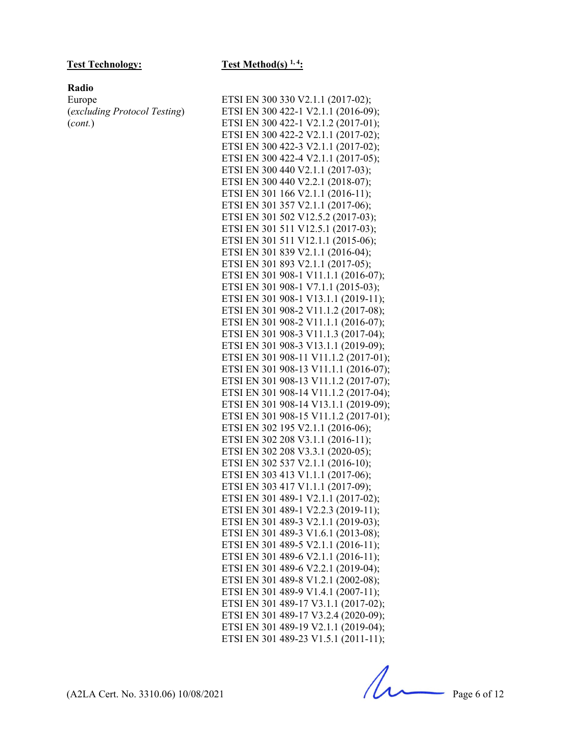| **Test Technology:** | **Test Method(s) [1, 4]:** |
|---|---|
| **Radio**<br>Europe<br>(*excluding Protocol Testing*)<br>(*cont.*) | ETSI EN 300 330 V2.1.1 (2017-02);<br>ETSI EN 300 422-1 V2.1.1 (2016-09);<br>ETSI EN 300 422-1 V2.1.2 (2017-01);<br>ETSI EN 300 422-2 V2.1.1 (2017-02);<br>ETSI EN 300 422-3 V2.1.1 (2017-02);<br>ETSI EN 300 422-4 V2.1.1 (2017-05);<br>ETSI EN 300 440 V2.1.1 (2017-03);<br>ETSI EN 300 440 V2.2.1 (2018-07);<br>ETSI EN 301 166 V2.1.1 (2016-11);<br>ETSI EN 301 357 V2.1.1 (2017-06);<br>ETSI EN 301 502 V12.5.2 (2017-03);<br>ETSI EN 301 511 V12.5.1 (2017-03);<br>ETSI EN 301 511 V12.1.1 (2015-06);<br>ETSI EN 301 839 V2.1.1 (2016-04);<br>ETSI EN 301 893 V2.1.1 (2017-05);<br>ETSI EN 301 908-1 V11.1.1 (2016-07);<br>ETSI EN 301 908-1 V7.1.1 (2015-03);<br>ETSI EN 301 908-1 V13.1.1 (2019-11);<br>ETSI EN 301 908-2 V11.1.2 (2017-08);<br>ETSI EN 301 908-2 V11.1.1 (2016-07);<br>ETSI EN 301 908-3 V11.1.3 (2017-04);<br>ETSI EN 301 908-3 V13.1.1 (2019-09);<br>ETSI EN 301 908-11 V11.1.2 (2017-01);<br>ETSI EN 301 908-13 V11.1.1 (2016-07);<br>ETSI EN 301 908-13 V11.1.2 (2017-07);<br>ETSI EN 301 908-14 V11.1.2 (2017-04);<br>ETSI EN 301 908-14 V13.1.1 (2019-09);<br>ETSI EN 301 908-15 V11.1.2 (2017-01);<br>ETSI EN 302 195 V2.1.1 (2016-06);<br>ETSI EN 302 208 V3.1.1 (2016-11);<br>ETSI EN 302 208 V3.3.1 (2020-05);<br>ETSI EN 302 537 V2.1.1 (2016-10);<br>ETSI EN 303 413 V1.1.1 (2017-06);<br>ETSI EN 303 417 V1.1.1 (2017-09);<br>ETSI EN 301 489-1 V2.1.1 (2017-02);<br>ETSI EN 301 489-1 V2.2.3 (2019-11);<br>ETSI EN 301 489-3 V2.1.1 (2019-03);<br>ETSI EN 301 489-3 V1.6.1 (2013-08);<br>ETSI EN 301 489-5 V2.1.1 (2016-11);<br>ETSI EN 301 489-6 V2.1.1 (2016-11);<br>ETSI EN 301 489-6 V2.2.1 (2019-04);<br>ETSI EN 301 489-8 V1.2.1 (2002-08);<br>ETSI EN 301 489-9 V1.4.1 (2007-11);<br>ETSI EN 301 489-17 V3.1.1 (2017-02);<br>ETSI EN 301 489-17 V3.2.4 (2020-09);<br>ETSI EN 301 489-19 V2.1.1 (2019-04);<br>ETSI EN 301 489-23 V1.5.1 (2011-11); |

(A2LA Cert. No. 3310.06) 10/08/2021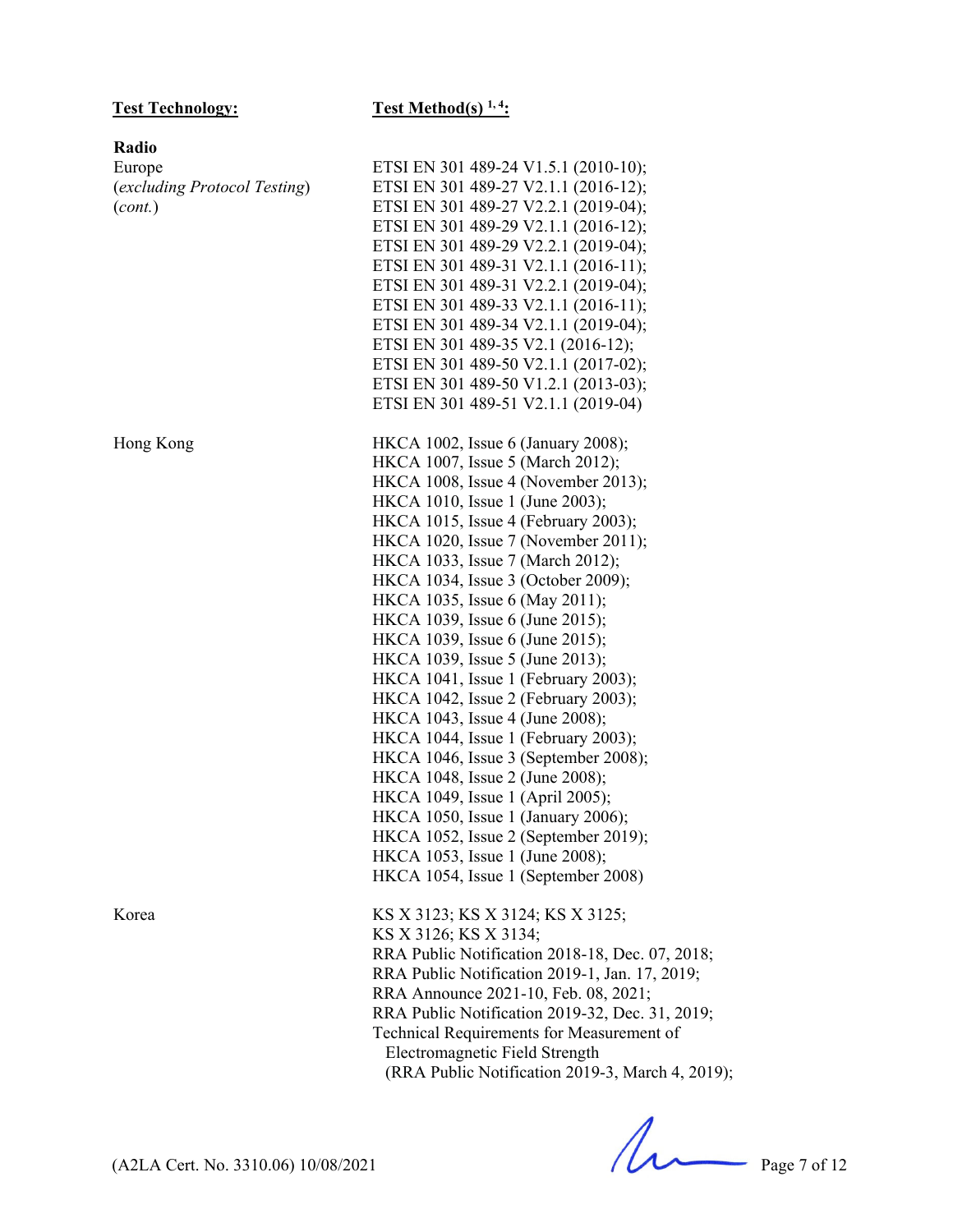| **Test Technology:** | **Test Method(s) [1, 4]:** |
|---|---|
| **Radio** | |
| Europe (*excluding Protocol Testing*) (*cont.*) | ETSI EN 301 489-24 V1.5.1 (2010-10); ETSI EN 301 489-27 V2.1.1 (2016-12); ETSI EN 301 489-27 V2.2.1 (2019-04); ETSI EN 301 489-29 V2.1.1 (2016-12); ETSI EN 301 489-29 V2.2.1 (2019-04); ETSI EN 301 489-31 V2.1.1 (2016-11); ETSI EN 301 489-31 V2.2.1 (2019-04); ETSI EN 301 489-33 V2.1.1 (2016-11); ETSI EN 301 489-34 V2.1.1 (2019-04); ETSI EN 301 489-35 V2.1 (2016-12); ETSI EN 301 489-50 V2.1.1 (2017-02); ETSI EN 301 489-50 V1.2.1 (2013-03); ETSI EN 301 489-51 V2.1.1 (2019-04) |
| Hong Kong | HKCA 1002, Issue 6 (January 2008); HKCA 1007, Issue 5 (March 2012); HKCA 1008, Issue 4 (November 2013); HKCA 1010, Issue 1 (June 2003); HKCA 1015, Issue 4 (February 2003); HKCA 1020, Issue 7 (November 2011); HKCA 1033, Issue 7 (March 2012); HKCA 1034, Issue 3 (October 2009); HKCA 1035, Issue 6 (May 2011); HKCA 1039, Issue 6 (June 2015); HKCA 1039, Issue 6 (June 2015); HKCA 1039, Issue 5 (June 2013); HKCA 1041, Issue 1 (February 2003); HKCA 1042, Issue 2 (February 2003); HKCA 1043, Issue 4 (June 2008); HKCA 1044, Issue 1 (February 2003); HKCA 1046, Issue 3 (September 2008); HKCA 1048, Issue 2 (June 2008); HKCA 1049, Issue 1 (April 2005); HKCA 1050, Issue 1 (January 2006); HKCA 1052, Issue 2 (September 2019); HKCA 1053, Issue 1 (June 2008); HKCA 1054, Issue 1 (September 2008) |
| Korea | KS X 3123; KS X 3124; KS X 3125; KS X 3126; KS X 3134; RRA Public Notification 2018-18, Dec. 07, 2018; RRA Public Notification 2019-1, Jan. 17, 2019; RRA Announce 2021-10, Feb. 08, 2021; RRA Public Notification 2019-32, Dec. 31, 2019; Technical Requirements for Measurement of Electromagnetic Field Strength (RRA Public Notification 2019-3, March 4, 2019); |

(A2LA Cert. No. 3310.06) 10/08/2021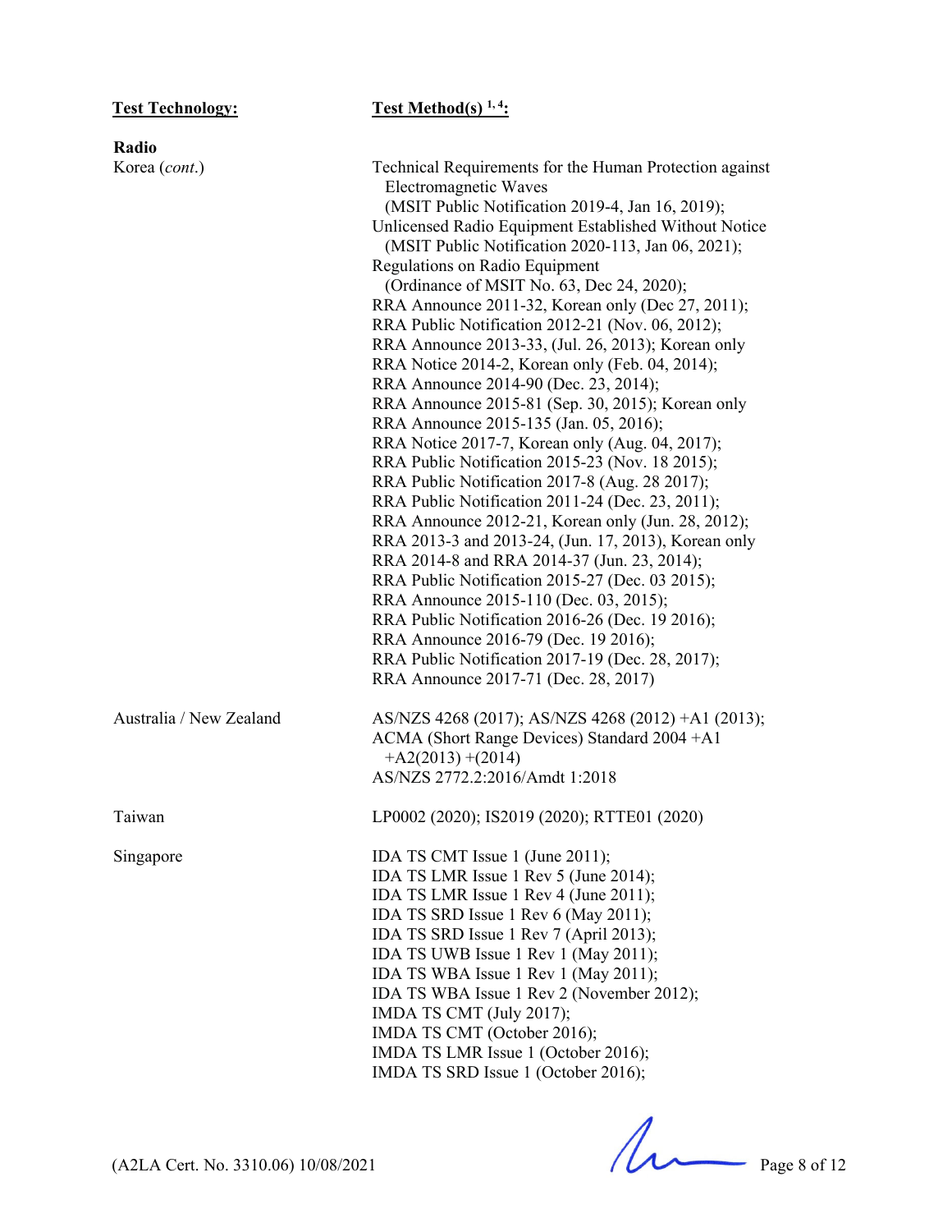| **Test Technology:** | **Test Method(s) [1, 4]:** |
|---|---|
| **Radio** | |
| Korea (*cont.*) | Technical Requirements for the Human Protection against Electromagnetic Waves (MSIT Public Notification 2019-4, Jan 16, 2019); Unlicensed Radio Equipment Established Without Notice (MSIT Public Notification 2020-113, Jan 06, 2021); Regulations on Radio Equipment (Ordinance of MSIT No. 63, Dec 24, 2020); RRA Announce 2011-32, Korean only (Dec 27, 2011); RRA Public Notification 2012-21 (Nov. 06, 2012); RRA Announce 2013-33, (Jul. 26, 2013); Korean only RRA Notice 2014-2, Korean only (Feb. 04, 2014); RRA Announce 2014-90 (Dec. 23, 2014); RRA Announce 2015-81 (Sep. 30, 2015); Korean only RRA Announce 2015-135 (Jan. 05, 2016); RRA Notice 2017-7, Korean only (Aug. 04, 2017); RRA Public Notification 2015-23 (Nov. 18 2015); RRA Public Notification 2017-8 (Aug. 28 2017); RRA Public Notification 2011-24 (Dec. 23, 2011); RRA Announce 2012-21, Korean only (Jun. 28, 2012); RRA 2013-3 and 2013-24, (Jun. 17, 2013), Korean only RRA 2014-8 and RRA 2014-37 (Jun. 23, 2014); RRA Public Notification 2015-27 (Dec. 03 2015); RRA Announce 2015-110 (Dec. 03, 2015); RRA Public Notification 2016-26 (Dec. 19 2016); RRA Announce 2016-79 (Dec. 19 2016); RRA Public Notification 2017-19 (Dec. 28, 2017); RRA Announce 2017-71 (Dec. 28, 2017) |
| Australia / New Zealand | AS/NZS 4268 (2017); AS/NZS 4268 (2012) +A1 (2013); ACMA (Short Range Devices) Standard 2004 +A1 +A2(2013) +(2014) AS/NZS 2772.2:2016/Amdt 1:2018 |
| Taiwan | LP0002 (2020); IS2019 (2020); RTTE01 (2020) |
| Singapore | IDA TS CMT Issue 1 (June 2011); IDA TS LMR Issue 1 Rev 5 (June 2014); IDA TS LMR Issue 1 Rev 4 (June 2011); IDA TS SRD Issue 1 Rev 6 (May 2011); IDA TS SRD Issue 1 Rev 7 (April 2013); IDA TS UWB Issue 1 Rev 1 (May 2011); IDA TS WBA Issue 1 Rev 1 (May 2011); IDA TS WBA Issue 1 Rev 2 (November 2012); IMDA TS CMT (July 2017); IMDA TS CMT (October 2016); IMDA TS LMR Issue 1 (October 2016); IMDA TS SRD Issue 1 (October 2016); |

(A2LA Cert. No. 3310.06) 10/08/2021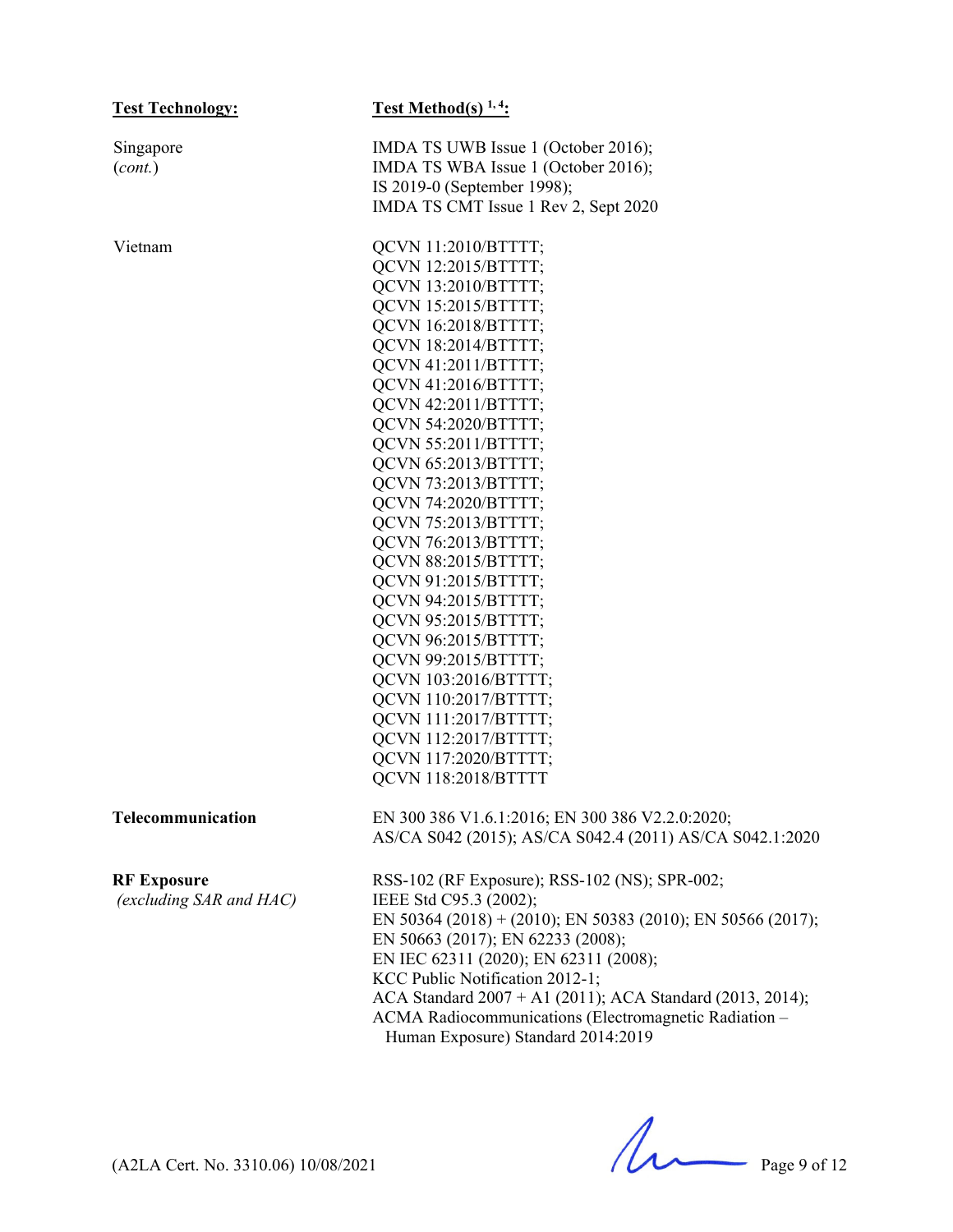| Test Technology: | Test Method(s) [1, 4]: |
|---|---|
| Singapore (*cont.*) | IMDA TS UWB Issue 1 (October 2016); IMDA TS WBA Issue 1 (October 2016); IS 2019-0 (September 1998); IMDA TS CMT Issue 1 Rev 2, Sept 2020 |
| Vietnam | QCVN 11:2010/BTTTT; QCVN 12:2015/BTTTT; QCVN 13:2010/BTTTT; QCVN 15:2015/BTTTT; QCVN 16:2018/BTTTT; QCVN 18:2014/BTTTT; QCVN 41:2011/BTTTT; QCVN 41:2016/BTTTT; QCVN 42:2011/BTTTT; QCVN 54:2020/BTTTT; QCVN 55:2011/BTTTT; QCVN 65:2013/BTTTT; QCVN 73:2013/BTTTT; QCVN 74:2020/BTTTT; QCVN 75:2013/BTTTT; QCVN 76:2013/BTTTT; QCVN 88:2015/BTTTT; QCVN 91:2015/BTTTT; QCVN 94:2015/BTTTT; QCVN 95:2015/BTTTT; QCVN 96:2015/BTTTT; QCVN 99:2015/BTTTT; QCVN 103:2016/BTTTT; QCVN 110:2017/BTTTT; QCVN 111:2017/BTTTT; QCVN 112:2017/BTTTT; QCVN 117:2020/BTTTT; QCVN 118:2018/BTTTT |
| **Telecommunication** | EN 300 386 V1.6.1:2016; EN 300 386 V2.2.0:2020; AS/CA S042 (2015); AS/CA S042.4 (2011) AS/CA S042.1:2020 |
| **RF Exposure** *(excluding SAR and HAC)* | RSS-102 (RF Exposure); RSS-102 (NS); SPR-002; IEEE Std C95.3 (2002); EN 50364 (2018) + (2010); EN 50383 (2010); EN 50566 (2017); EN 50663 (2017); EN 62233 (2008); EN IEC 62311 (2020); EN 62311 (2008); KCC Public Notification 2012-1; ACA Standard 2007 + A1 (2011); ACA Standard (2013, 2014); ACMA Radiocommunications (Electromagnetic Radiation – Human Exposure) Standard 2014:2019 |

(A2LA Cert. No. 3310.06) 10/08/2021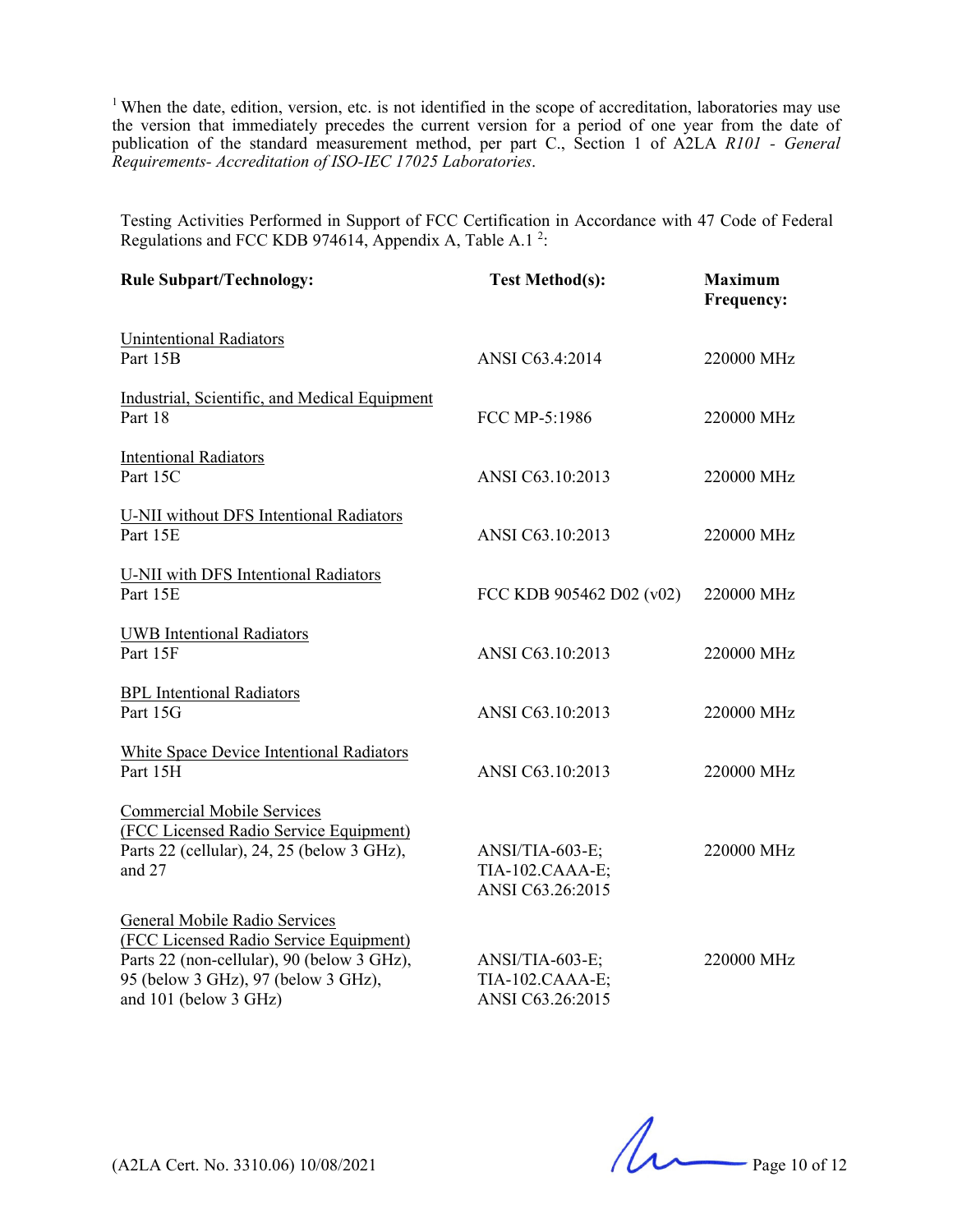[1] When the date, edition, version, etc. is not identified in the scope of accreditation, laboratories may use the version that immediately precedes the current version for a period of one year from the date of publication of the standard measurement method, per part C., Section 1 of A2LA *R101 - General Requirements- Accreditation of ISO-IEC 17025 Laboratories*.

Testing Activities Performed in Support of FCC Certification in Accordance with 47 Code of Federal Regulations and FCC KDB 974614, Appendix A, Table A.1 [2]:

| Rule Subpart/Technology: | Test Method(s): | Maximum Frequency: |
|---|---|---|
| Unintentional Radiators<br>Part 15B | ANSI C63.4:2014 | 220000 MHz |
| Industrial, Scientific, and Medical Equipment<br>Part 18 | FCC MP-5:1986 | 220000 MHz |
| Intentional Radiators<br>Part 15C | ANSI C63.10:2013 | 220000 MHz |
| U-NII without DFS Intentional Radiators<br>Part 15E | ANSI C63.10:2013 | 220000 MHz |
| U-NII with DFS Intentional Radiators<br>Part 15E | FCC KDB 905462 D02 (v02) | 220000 MHz |
| UWB Intentional Radiators<br>Part 15F | ANSI C63.10:2013 | 220000 MHz |
| BPL Intentional Radiators<br>Part 15G | ANSI C63.10:2013 | 220000 MHz |
| White Space Device Intentional Radiators<br>Part 15H | ANSI C63.10:2013 | 220000 MHz |
| Commercial Mobile Services<br>(FCC Licensed Radio Service Equipment)<br>Parts 22 (cellular), 24, 25 (below 3 GHz), and 27 | ANSI/TIA-603-E;<br>TIA-102.CAAA-E;<br>ANSI C63.26:2015 | 220000 MHz |
| General Mobile Radio Services<br>(FCC Licensed Radio Service Equipment)<br>Parts 22 (non-cellular), 90 (below 3 GHz), 95 (below 3 GHz), 97 (below 3 GHz), and 101 (below 3 GHz) | ANSI/TIA-603-E;<br>TIA-102.CAAA-E;<br>ANSI C63.26:2015 | 220000 MHz |

(A2LA Cert. No. 3310.06) 10/08/2021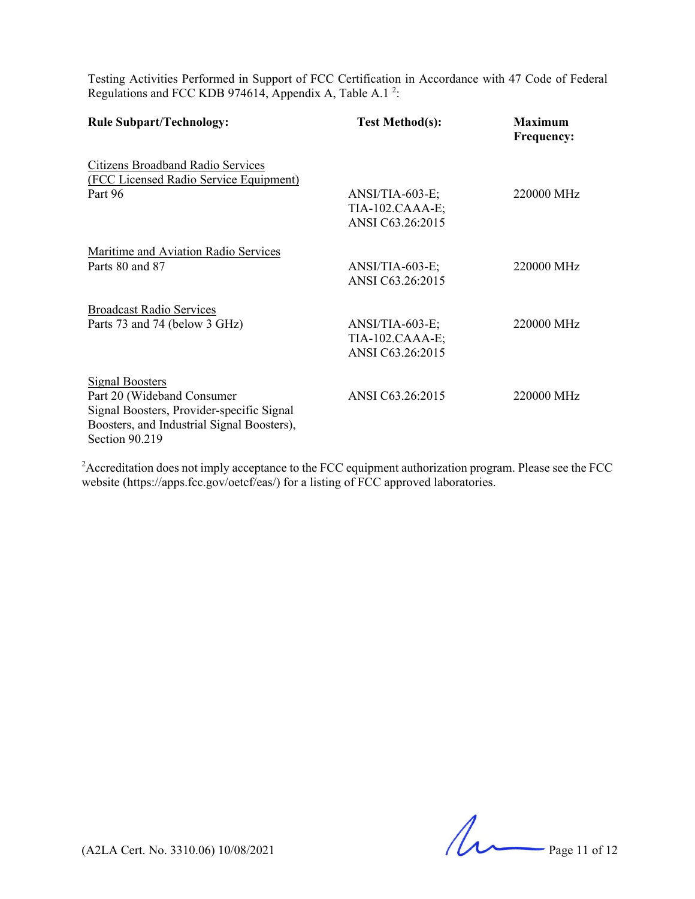Testing Activities Performed in Support of FCC Certification in Accordance with 47 Code of Federal Regulations and FCC KDB 974614, Appendix A, Table A.1 [2]:

| Rule Subpart/Technology: | Test Method(s): | Maximum Frequency: |
|---|---|---|
| Citizens Broadband Radio Services (FCC Licensed Radio Service Equipment) Part 96 | ANSI/TIA-603-E; TIA-102.CAAA-E; ANSI C63.26:2015 | 220000 MHz |
| Maritime and Aviation Radio Services Parts 80 and 87 | ANSI/TIA-603-E; ANSI C63.26:2015 | 220000 MHz |
| Broadcast Radio Services Parts 73 and 74 (below 3 GHz) | ANSI/TIA-603-E; TIA-102.CAAA-E; ANSI C63.26:2015 | 220000 MHz |
| Signal Boosters Part 20 (Wideband Consumer Signal Boosters, Provider-specific Signal Boosters, and Industrial Signal Boosters), Section 90.219 | ANSI C63.26:2015 | 220000 MHz |

[2]Accreditation does not imply acceptance to the FCC equipment authorization program. Please see the FCC website (https://apps.fcc.gov/oetcf/eas/) for a listing of FCC approved laboratories.

(A2LA Cert. No. 3310.06) 10/08/2021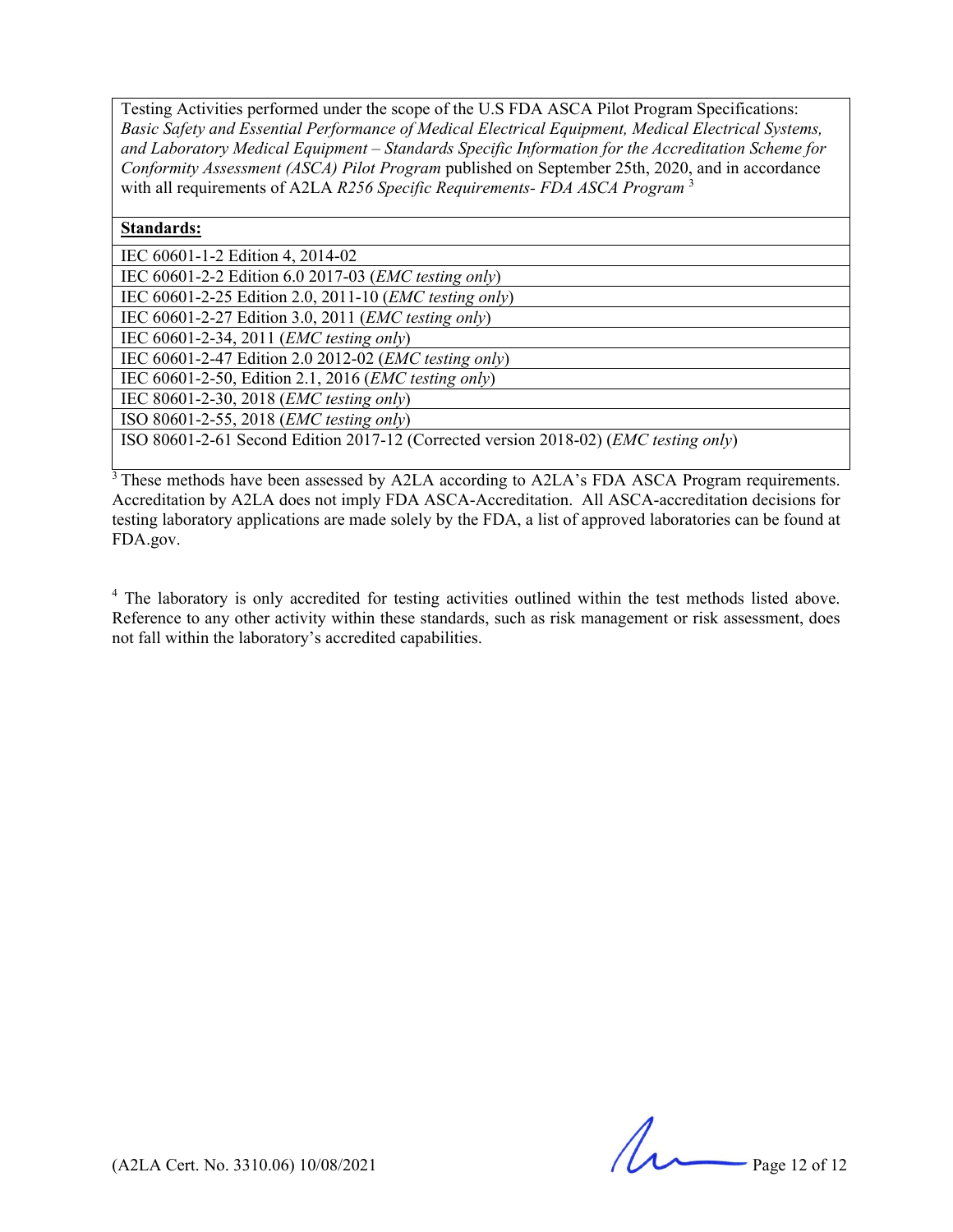| Testing Activities performed under the scope of the U.S FDA ASCA Pilot Program Specifications: *Basic Safety and Essential Performance of Medical Electrical Equipment, Medical Electrical Systems, and Laboratory Medical Equipment – Standards Specific Information for the Accreditation Scheme for Conformity Assessment (ASCA) Pilot Program* published on September 25th, 2020, and in accordance with all requirements of A2LA *R256 Specific Requirements- FDA ASCA Program* [3] |
|---|
| **Standards:** |
| IEC 60601-1-2 Edition 4, 2014-02 |
| IEC 60601-2-2 Edition 6.0 2017-03 (*EMC testing only*) |
| IEC 60601-2-25 Edition 2.0, 2011-10 (*EMC testing only*) |
| IEC 60601-2-27 Edition 3.0, 2011 (*EMC testing only*) |
| IEC 60601-2-34, 2011 (*EMC testing only*) |
| IEC 60601-2-47 Edition 2.0 2012-02 (*EMC testing only*) |
| IEC 60601-2-50, Edition 2.1, 2016 (*EMC testing only*) |
| IEC 80601-2-30, 2018 (*EMC testing only*) |
| ISO 80601-2-55, 2018 (*EMC testing only*) |
| ISO 80601-2-61 Second Edition 2017-12 (Corrected version 2018-02) (*EMC testing only*) |

[3] These methods have been assessed by A2LA according to A2LA's FDA ASCA Program requirements. Accreditation by A2LA does not imply FDA ASCA-Accreditation. All ASCA-accreditation decisions for testing laboratory applications are made solely by the FDA, a list of approved laboratories can be found at FDA.gov.

[4] The laboratory is only accredited for testing activities outlined within the test methods listed above. Reference to any other activity within these standards, such as risk management or risk assessment, does not fall within the laboratory's accredited capabilities.

(A2LA Cert. No. 3310.06) 10/08/2021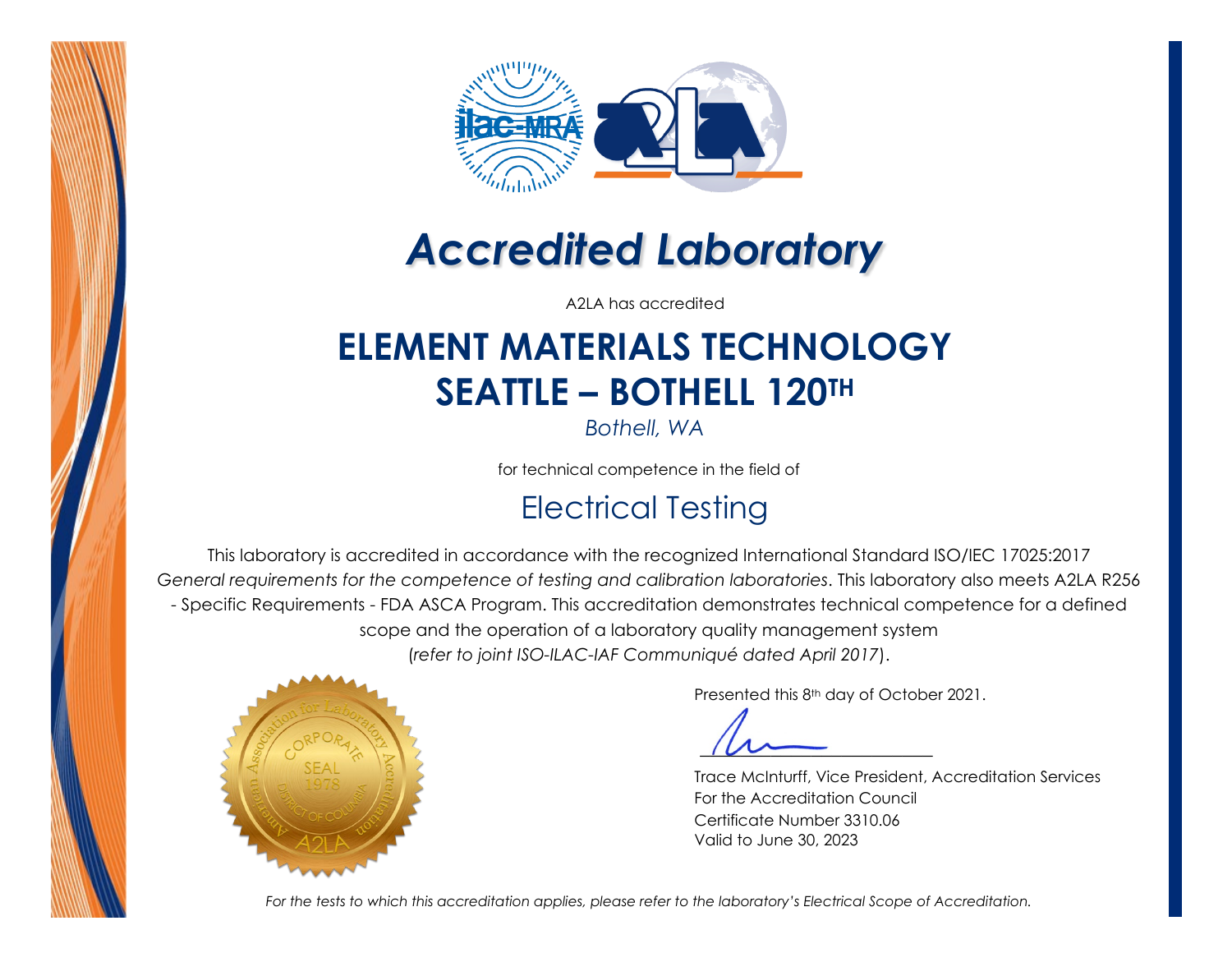# Accredited Laboratory

A2LA has accredited

## ELEMENT MATERIALS TECHNOLOGY
## SEATTLE – BOTHELL 120TH

*Bothell, WA*

for technical competence in the field of

## Electrical Testing

This laboratory is accredited in accordance with the recognized International Standard ISO/IEC 17025:2017 *General requirements for the competence of testing and calibration laboratories*. This laboratory also meets A2LA R256 - Specific Requirements - FDA ASCA Program. This accreditation demonstrates technical competence for a defined scope and the operation of a laboratory quality management system (*refer to joint ISO-ILAC-IAF Communiqué dated April 2017*).

Presented this 8th day of October 2021.

Trace McInturff, Vice President, Accreditation Services
For the Accreditation Council
Certificate Number 3310.06
Valid to June 30, 2023

*For the tests to which this accreditation applies, please refer to the laboratory's Electrical Scope of Accreditation.*